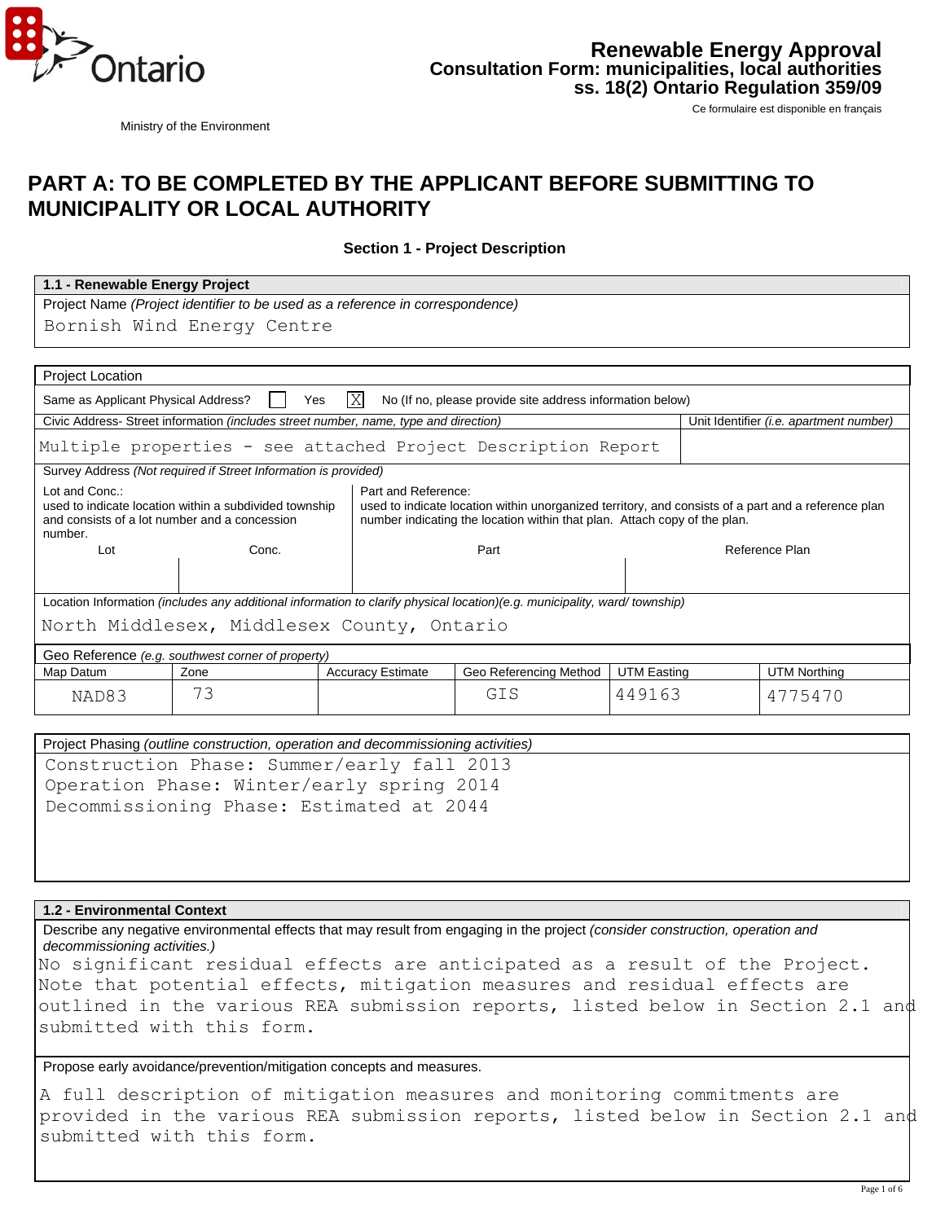Ministry of the Environment

# Renewable Energy Approval
## Consultation Form: municipalities, local authorities
## ss. 18(2) Ontario Regulation 359/09

Ce formulaire est disponible en français

# PART A: TO BE COMPLETED BY THE APPLICANT BEFORE SUBMITTING TO MUNICIPALITY OR LOCAL AUTHORITY

### Section 1 - Project Description

**1.1 - Renewable Energy Project**

Project Name *(Project identifier to be used as a reference in correspondence)*

Bornish Wind Energy Centre

**Project Location**

Same as Applicant Physical Address? [ ] Yes [X] No (If no, please provide site address information below)

| Civic Address- Street information *(includes street number, name, type and direction)* | Unit Identifier *(i.e. apartment number)* |
|---|---|
| Multiple properties - see attached Project Description Report | |

Survey Address *(Not required if Street Information is provided)*

| Lot and Conc.: used to indicate location within a subdivided township and consists of a lot number and a concession number. | | Part and Reference: used to indicate location within unorganized territory, and consists of a part and a reference plan number indicating the location within that plan. Attach copy of the plan. | |
|---|---|---|---|
| Lot | Conc. | Part | Reference Plan |
| | | | |

Location Information *(includes any additional information to clarify physical location)(e.g. municipality, ward/ township)*

North Middlesex, Middlesex County, Ontario

Geo Reference *(e.g. southwest corner of property)*

| Map Datum | Zone | Accuracy Estimate | Geo Referencing Method | UTM Easting | UTM Northing |
|---|---|---|---|---|---|
| NAD83 | 73 | | GIS | 449163 | 4775470 |

Project Phasing *(outline construction, operation and decommissioning activities)*

Construction Phase: Summer/early fall 2013
Operation Phase: Winter/early spring 2014
Decommissioning Phase: Estimated at 2044

**1.2 - Environmental Context**

Describe any negative environmental effects that may result from engaging in the project *(consider construction, operation and decommissioning activities.)*

No significant residual effects are anticipated as a result of the Project. Note that potential effects, mitigation measures and residual effects are outlined in the various REA submission reports, listed below in Section 2.1 and submitted with this form.

Propose early avoidance/prevention/mitigation concepts and measures.

A full description of mitigation measures and monitoring commitments are provided in the various REA submission reports, listed below in Section 2.1 and submitted with this form.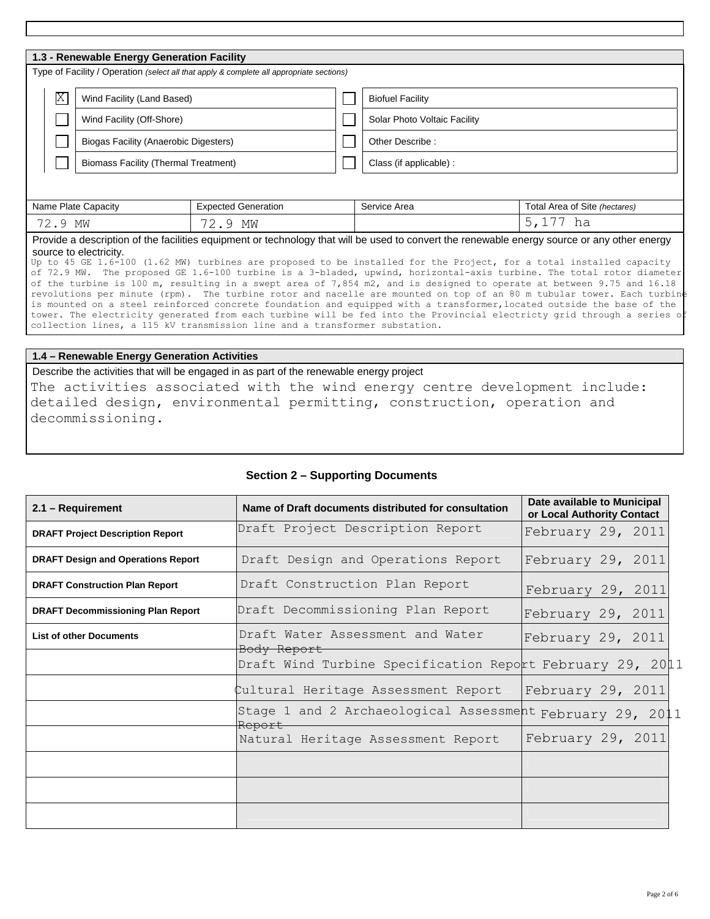## 1.3 - Renewable Energy Generation Facility

Type of Facility / Operation *(select all that apply & complete all appropriate sections)*

| | | | |
|---|---|---|---|
| X | Wind Facility (Land Based) | | Biofuel Facility |
| | Wind Facility (Off-Shore) | | Solar Photo Voltaic Facility |
| | Biogas Facility (Anaerobic Digesters) | | Other Describe : |
| | Biomass Facility (Thermal Treatment) | | Class (if applicable) : |

| Name Plate Capacity | Expected Generation | Service Area | Total Area of Site *(hectares)* |
|---|---|---|---|
| 72.9 MW | 72.9 MW | | 5,177 ha |

Provide a description of the facilities equipment or technology that will be used to convert the renewable energy source or any other energy source to electricity.

Up to 45 GE 1.6-100 (1.62 MW) turbines are proposed to be installed for the Project, for a total installed capacity of 72.9 MW. The proposed GE 1.6-100 turbine is a 3-bladed, upwind, horizontal-axis turbine. The total rotor diameter of the turbine is 100 m, resulting in a swept area of 7,854 m2, and is designed to operate at between 9.75 and 16.18 revolutions per minute (rpm). The turbine rotor and nacelle are mounted on top of an 80 m tubular tower. Each turbine is mounted on a steel reinforced concrete foundation and equipped with a transformer,located outside the base of the tower. The electricity generated from each turbine will be fed into the Provincial electricty grid through a series of collection lines, a 115 kV transmission line and a transformer substation.

## 1.4 – Renewable Energy Generation Activities

Describe the activities that will be engaged in as part of the renewable energy project

The activities associated with the wind energy centre development include: detailed design, environmental permitting, construction, operation and decommissioning.

# Section 2 – Supporting Documents

| 2.1 – Requirement | Name of Draft documents distributed for consultation | Date available to Municipal or Local Authority Contact |
|---|---|---|
| **DRAFT Project Description Report** | Draft Project Description Report | February 29, 2011 |
| **DRAFT Design and Operations Report** | Draft Design and Operations Report | February 29, 2011 |
| **DRAFT Construction Plan Report** | Draft Construction Plan Report | February 29, 2011 |
| **DRAFT Decommissioning Plan Report** | Draft Decommissioning Plan Report | February 29, 2011 |
| **List of other Documents** | Draft Water Assessment and Water Body Report | February 29, 2011 |
| | Draft Wind Turbine Specification Report | February 29, 2011 |
| | Cultural Heritage Assessment Report | February 29, 2011 |
| | Stage 1 and 2 Archaeological Assessment Report | February 29, 2011 |
| | Natural Heritage Assessment Report | February 29, 2011 |
| | | |
| | | |
| | | |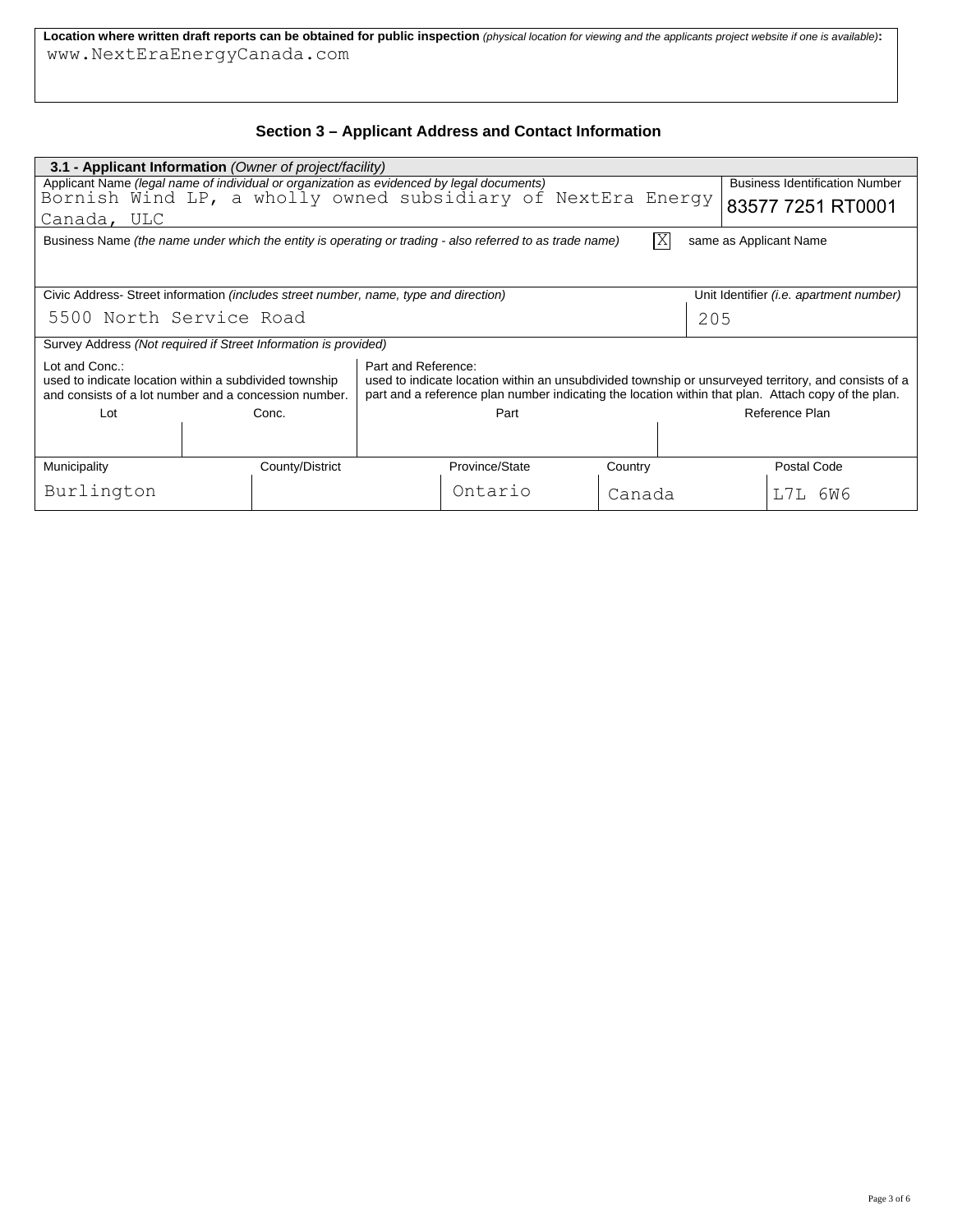**Location where written draft reports can be obtained for public inspection** *(physical location for viewing and the applicants project website if one is available)*:
www.NextEraEnergyCanada.com

## Section 3 – Applicant Address and Contact Information

| **3.1 - Applicant Information** *(Owner of project/facility)* | | | | | | |
|---|---|---|---|---|---|---|
| Applicant Name *(legal name of individual or organization as evidenced by legal documents)*<br>Bornish Wind LP, a wholly owned subsidiary of NextEra Energy Canada, ULC | | | | | | Business Identification Number<br>83577 7251 RT0001 |
| Business Name *(the name under which the entity is operating or trading - also referred to as trade name)* | | | | | | [X] same as Applicant Name |
| Civic Address- Street information *(includes street number, name, type and direction)*<br>5500 North Service Road | | | | | | Unit Identifier *(i.e. apartment number)*<br>205 |
| Survey Address *(Not required if Street Information is provided)* | | | | | | |
| Lot and Conc.: used to indicate location within a subdivided township and consists of a lot number and a concession number. | | Part and Reference: used to indicate location within an unsubdivided township or unsurveyed territory, and consists of a part and a reference plan number indicating the location within that plan. Attach copy of the plan. | | | | |
| Lot | Conc. | Part | | | Reference Plan | |
| | | | | | | |
| Municipality | County/District | Province/State | | Country | | Postal Code |
| Burlington | | Ontario | | Canada | | L7L 6W6 |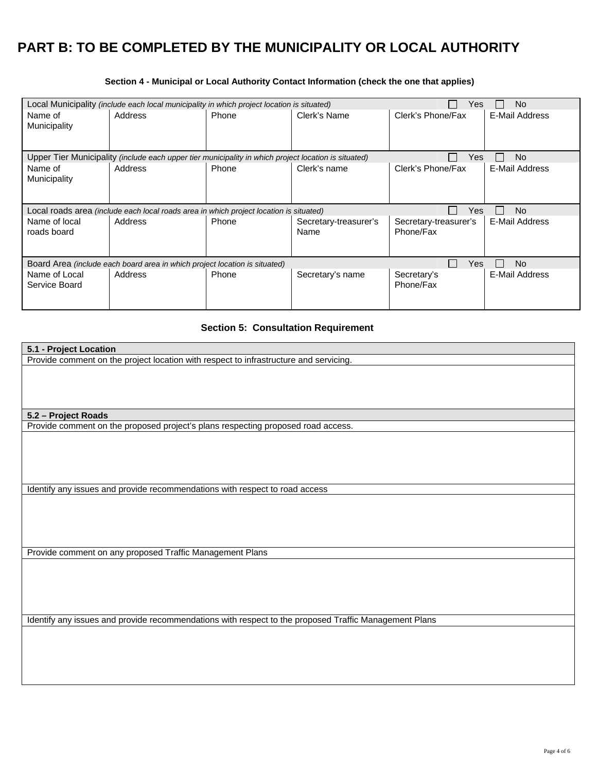# PART B: TO BE COMPLETED BY THE MUNICIPALITY OR LOCAL AUTHORITY

**Section 4 - Municipal or Local Authority Contact Information (check the one that applies)**

| Local Municipality *(include each local municipality in which project location is situated)* | | | | ☐ Yes | ☐ No |
|---|---|---|---|---|---|
| Name of Municipality | Address | Phone | Clerk's Name | Clerk's Phone/Fax | E-Mail Address |
| | | | | | |

| Upper Tier Municipality *(include each upper tier municipality in which project location is situated)* | | | | ☐ Yes | ☐ No |
|---|---|---|---|---|---|
| Name of Municipality | Address | Phone | Clerk's name | Clerk's Phone/Fax | E-Mail Address |
| | | | | | |

| Local roads area *(include each local roads area in which project location is situated)* | | | | ☐ Yes | ☐ No |
|---|---|---|---|---|---|
| Name of local roads board | Address | Phone | Secretary-treasurer's Name | Secretary-treasurer's Phone/Fax | E-Mail Address |
| | | | | | |

| Board Area *(include each board area in which project location is situated)* | | | | ☐ Yes | ☐ No |
|---|---|---|---|---|---|
| Name of Local Service Board | Address | Phone | Secretary's name | Secretary's Phone/Fax | E-Mail Address |
| | | | | | |

**Section 5: Consultation Requirement**

| **5.1 - Project Location** |
|---|
| Provide comment on the project location with respect to infrastructure and servicing. |
| |
| **5.2 – Project Roads** |
| Provide comment on the proposed project's plans respecting proposed road access. |
| |
| Identify any issues and provide recommendations with respect to road access |
| |
| Provide comment on any proposed Traffic Management Plans |
| |
| Identify any issues and provide recommendations with respect to the proposed Traffic Management Plans |
| |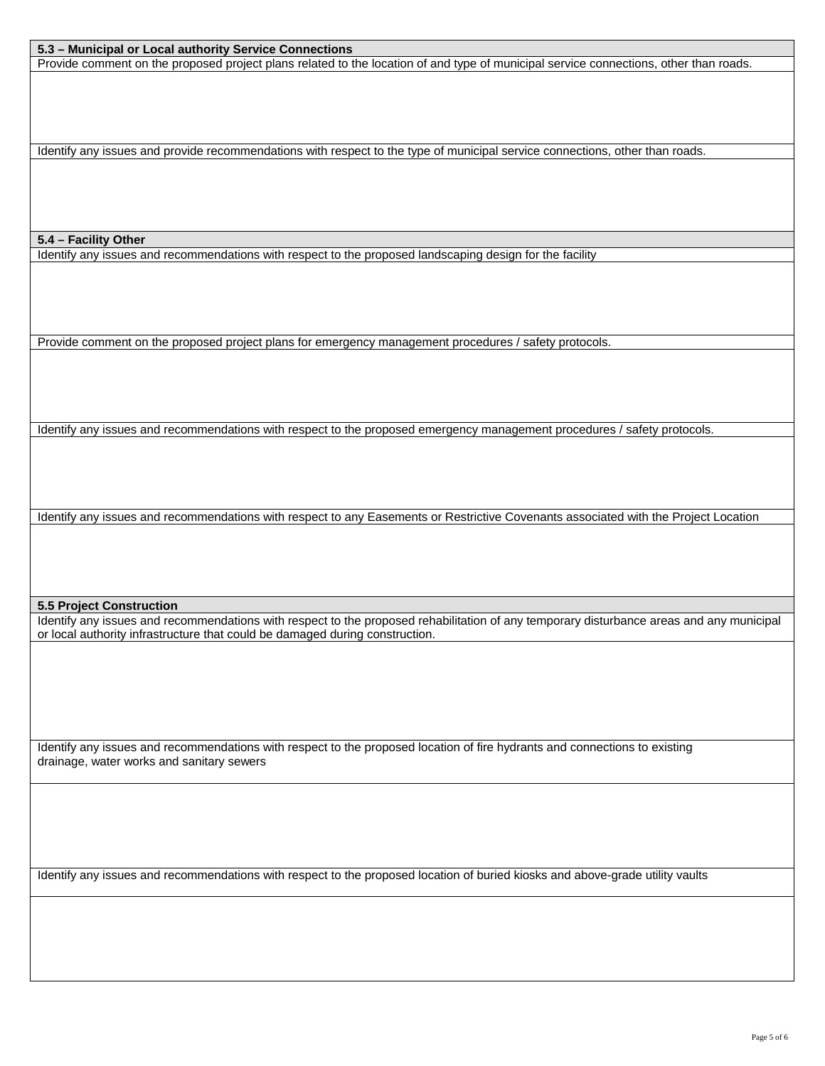**5.3 – Municipal or Local authority Service Connections**

Provide comment on the proposed project plans related to the location of and type of municipal service connections, other than roads.

Identify any issues and provide recommendations with respect to the type of municipal service connections, other than roads.

**5.4 – Facility Other**

Identify any issues and recommendations with respect to the proposed landscaping design for the facility

Provide comment on the proposed project plans for emergency management procedures / safety protocols.

Identify any issues and recommendations with respect to the proposed emergency management procedures / safety protocols.

Identify any issues and recommendations with respect to any Easements or Restrictive Covenants associated with the Project Location

**5.5 Project Construction**

Identify any issues and recommendations with respect to the proposed rehabilitation of any temporary disturbance areas and any municipal or local authority infrastructure that could be damaged during construction.

Identify any issues and recommendations with respect to the proposed location of fire hydrants and connections to existing drainage, water works and sanitary sewers

Identify any issues and recommendations with respect to the proposed location of buried kiosks and above-grade utility vaults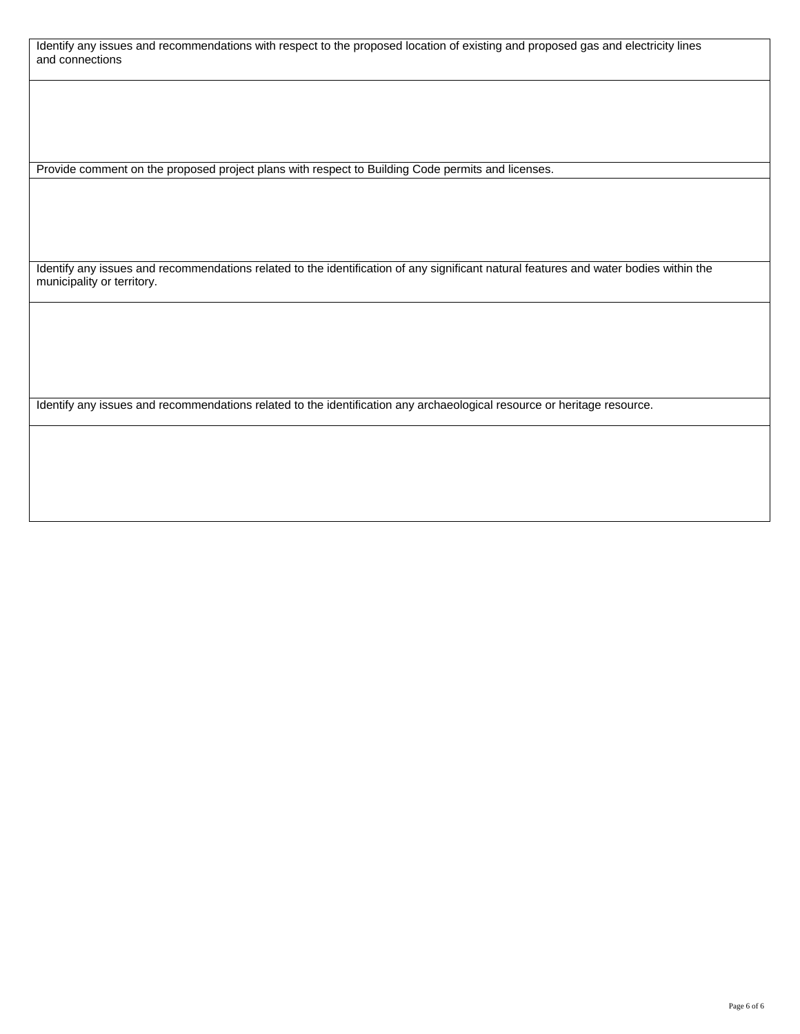| Identify any issues and recommendations with respect to the proposed location of existing and proposed gas and electricity lines and connections |
| --- |
| |
| Provide comment on the proposed project plans with respect to Building Code permits and licenses. |
| |
| Identify any issues and recommendations related to the identification of any significant natural features and water bodies within the municipality or territory. |
| |
| Identify any issues and recommendations related to the identification any archaeological resource or heritage resource. |
| |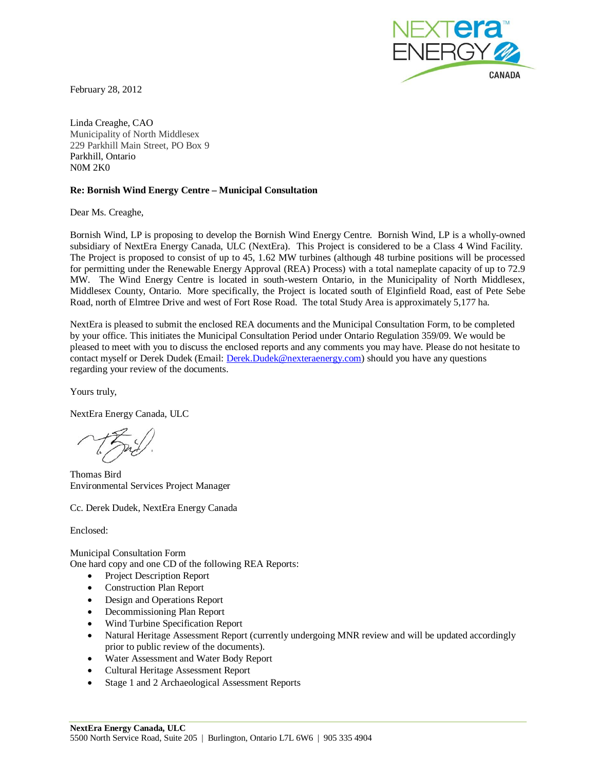February 28, 2012

Linda Creaghe, CAO
Municipality of North Middlesex
229 Parkhill Main Street, PO Box 9
Parkhill, Ontario
N0M 2K0

**Re: Bornish Wind Energy Centre – Municipal Consultation**

Dear Ms. Creaghe,

Bornish Wind, LP is proposing to develop the Bornish Wind Energy Centre. Bornish Wind, LP is a wholly-owned subsidiary of NextEra Energy Canada, ULC (NextEra). This Project is considered to be a Class 4 Wind Facility. The Project is proposed to consist of up to 45, 1.62 MW turbines (although 48 turbine positions will be processed for permitting under the Renewable Energy Approval (REA) Process) with a total nameplate capacity of up to 72.9 MW. The Wind Energy Centre is located in south-western Ontario, in the Municipality of North Middlesex, Middlesex County, Ontario. More specifically, the Project is located south of Elginfield Road, east of Pete Sebe Road, north of Elmtree Drive and west of Fort Rose Road. The total Study Area is approximately 5,177 ha.

NextEra is pleased to submit the enclosed REA documents and the Municipal Consultation Form, to be completed by your office. This initiates the Municipal Consultation Period under Ontario Regulation 359/09. We would be pleased to meet with you to discuss the enclosed reports and any comments you may have. Please do not hesitate to contact myself or Derek Dudek (Email: Derek.Dudek@nexteraenergy.com) should you have any questions regarding your review of the documents.

Yours truly,

NextEra Energy Canada, ULC

Thomas Bird
Environmental Services Project Manager

Cc. Derek Dudek, NextEra Energy Canada

Enclosed:

Municipal Consultation Form
One hard copy and one CD of the following REA Reports:

- Project Description Report
- Construction Plan Report
- Design and Operations Report
- Decommissioning Plan Report
- Wind Turbine Specification Report
- Natural Heritage Assessment Report (currently undergoing MNR review and will be updated accordingly prior to public review of the documents).
- Water Assessment and Water Body Report
- Cultural Heritage Assessment Report
- Stage 1 and 2 Archaeological Assessment Reports

**NextEra Energy Canada, ULC**
5500 North Service Road, Suite 205 | Burlington, Ontario L7L 6W6 | 905 335 4904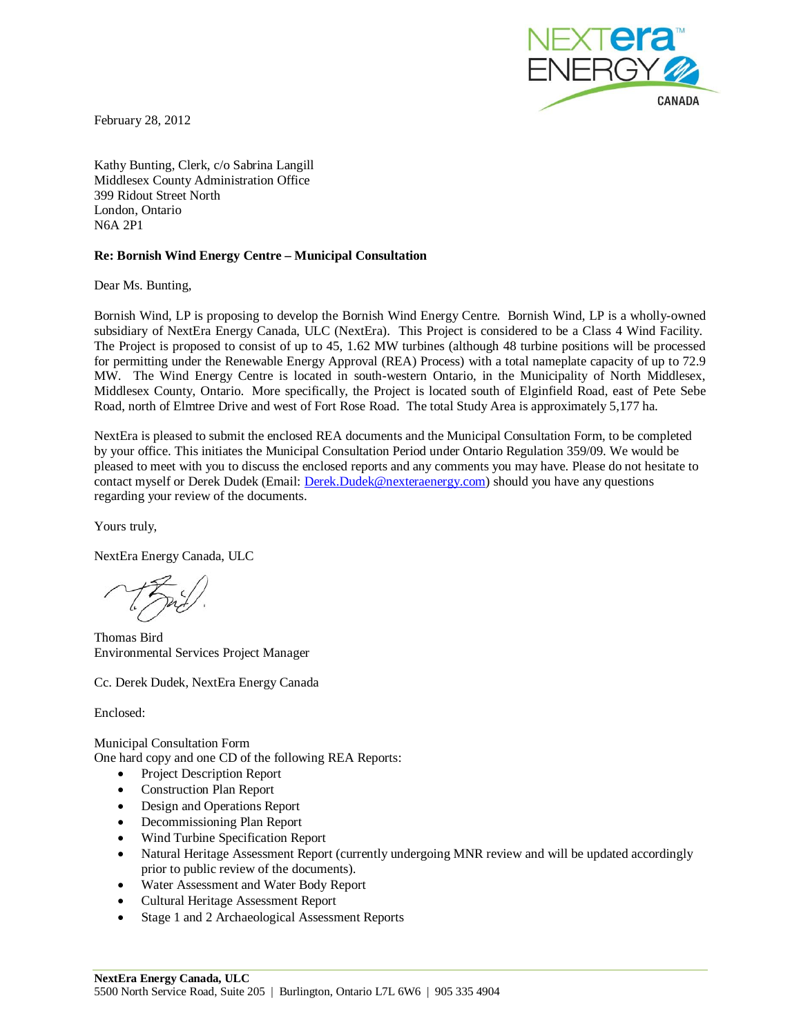February 28, 2012

Kathy Bunting, Clerk, c/o Sabrina Langill
Middlesex County Administration Office
399 Ridout Street North
London, Ontario
N6A 2P1

**Re: Bornish Wind Energy Centre – Municipal Consultation**

Dear Ms. Bunting,

Bornish Wind, LP is proposing to develop the Bornish Wind Energy Centre. Bornish Wind, LP is a wholly-owned subsidiary of NextEra Energy Canada, ULC (NextEra). This Project is considered to be a Class 4 Wind Facility. The Project is proposed to consist of up to 45, 1.62 MW turbines (although 48 turbine positions will be processed for permitting under the Renewable Energy Approval (REA) Process) with a total nameplate capacity of up to 72.9 MW. The Wind Energy Centre is located in south-western Ontario, in the Municipality of North Middlesex, Middlesex County, Ontario. More specifically, the Project is located south of Elginfield Road, east of Pete Sebe Road, north of Elmtree Drive and west of Fort Rose Road. The total Study Area is approximately 5,177 ha.

NextEra is pleased to submit the enclosed REA documents and the Municipal Consultation Form, to be completed by your office. This initiates the Municipal Consultation Period under Ontario Regulation 359/09. We would be pleased to meet with you to discuss the enclosed reports and any comments you may have. Please do not hesitate to contact myself or Derek Dudek (Email: Derek.Dudek@nexteraenergy.com) should you have any questions regarding your review of the documents.

Yours truly,

NextEra Energy Canada, ULC

Thomas Bird
Environmental Services Project Manager

Cc. Derek Dudek, NextEra Energy Canada

Enclosed:

Municipal Consultation Form
One hard copy and one CD of the following REA Reports:

- Project Description Report
- Construction Plan Report
- Design and Operations Report
- Decommissioning Plan Report
- Wind Turbine Specification Report
- Natural Heritage Assessment Report (currently undergoing MNR review and will be updated accordingly prior to public review of the documents).
- Water Assessment and Water Body Report
- Cultural Heritage Assessment Report
- Stage 1 and 2 Archaeological Assessment Reports

**NextEra Energy Canada, ULC**
5500 North Service Road, Suite 205 | Burlington, Ontario L7L 6W6 | 905 335 4904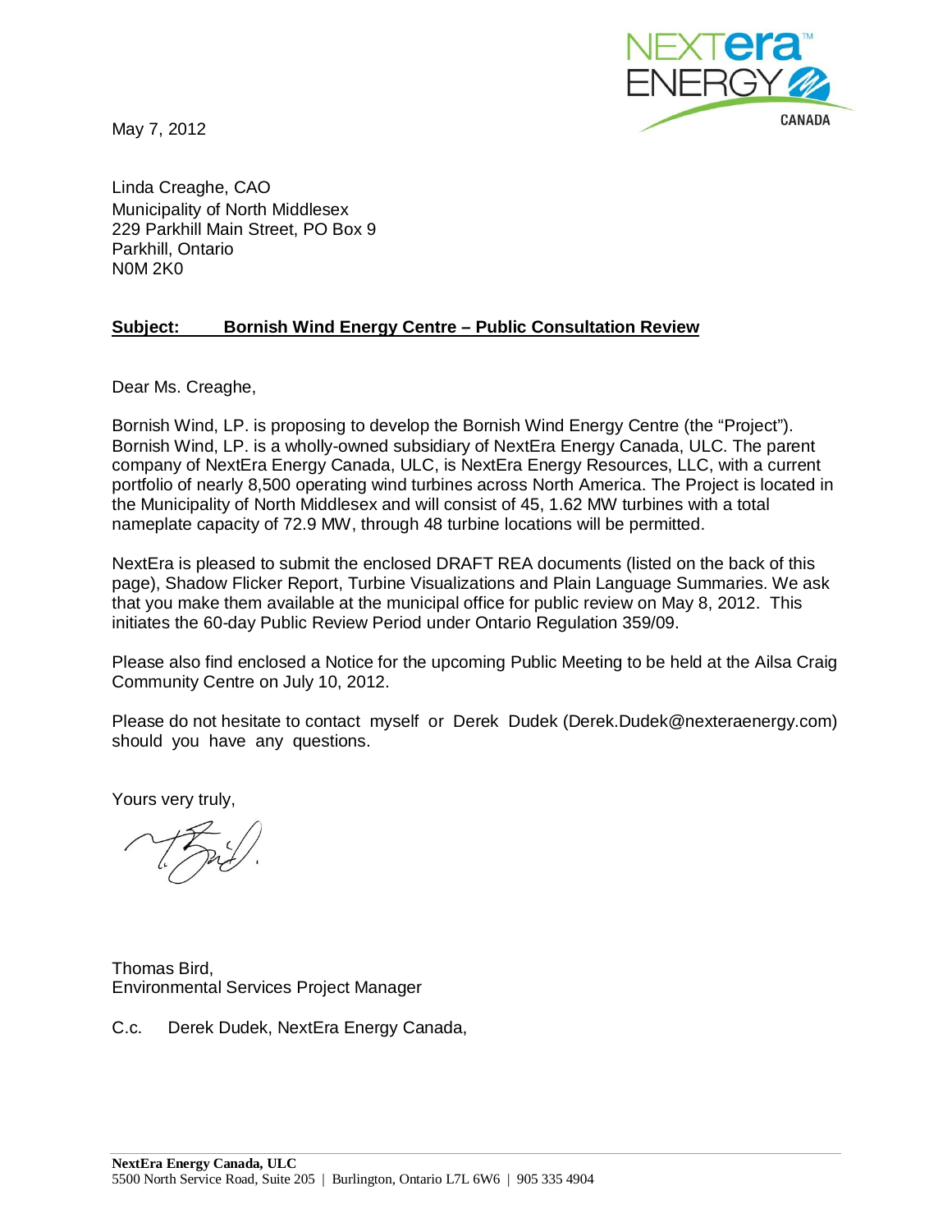May 7, 2012

Linda Creaghe, CAO
Municipality of North Middlesex
229 Parkhill Main Street, PO Box 9
Parkhill, Ontario
N0M 2K0

**Subject: Bornish Wind Energy Centre – Public Consultation Review**

Dear Ms. Creaghe,

Bornish Wind, LP. is proposing to develop the Bornish Wind Energy Centre (the "Project"). Bornish Wind, LP. is a wholly-owned subsidiary of NextEra Energy Canada, ULC. The parent company of NextEra Energy Canada, ULC, is NextEra Energy Resources, LLC, with a current portfolio of nearly 8,500 operating wind turbines across North America. The Project is located in the Municipality of North Middlesex and will consist of 45, 1.62 MW turbines with a total nameplate capacity of 72.9 MW, through 48 turbine locations will be permitted.

NextEra is pleased to submit the enclosed DRAFT REA documents (listed on the back of this page), Shadow Flicker Report, Turbine Visualizations and Plain Language Summaries. We ask that you make them available at the municipal office for public review on May 8, 2012. This initiates the 60-day Public Review Period under Ontario Regulation 359/09.

Please also find enclosed a Notice for the upcoming Public Meeting to be held at the Ailsa Craig Community Centre on July 10, 2012.

Please do not hesitate to contact myself or Derek Dudek (Derek.Dudek@nexteraenergy.com) should you have any questions.

Yours very truly,

Thomas Bird,
Environmental Services Project Manager

C.c. Derek Dudek, NextEra Energy Canada,

**NextEra Energy Canada, ULC**
5500 North Service Road, Suite 205 | Burlington, Ontario L7L 6W6 | 905 335 4904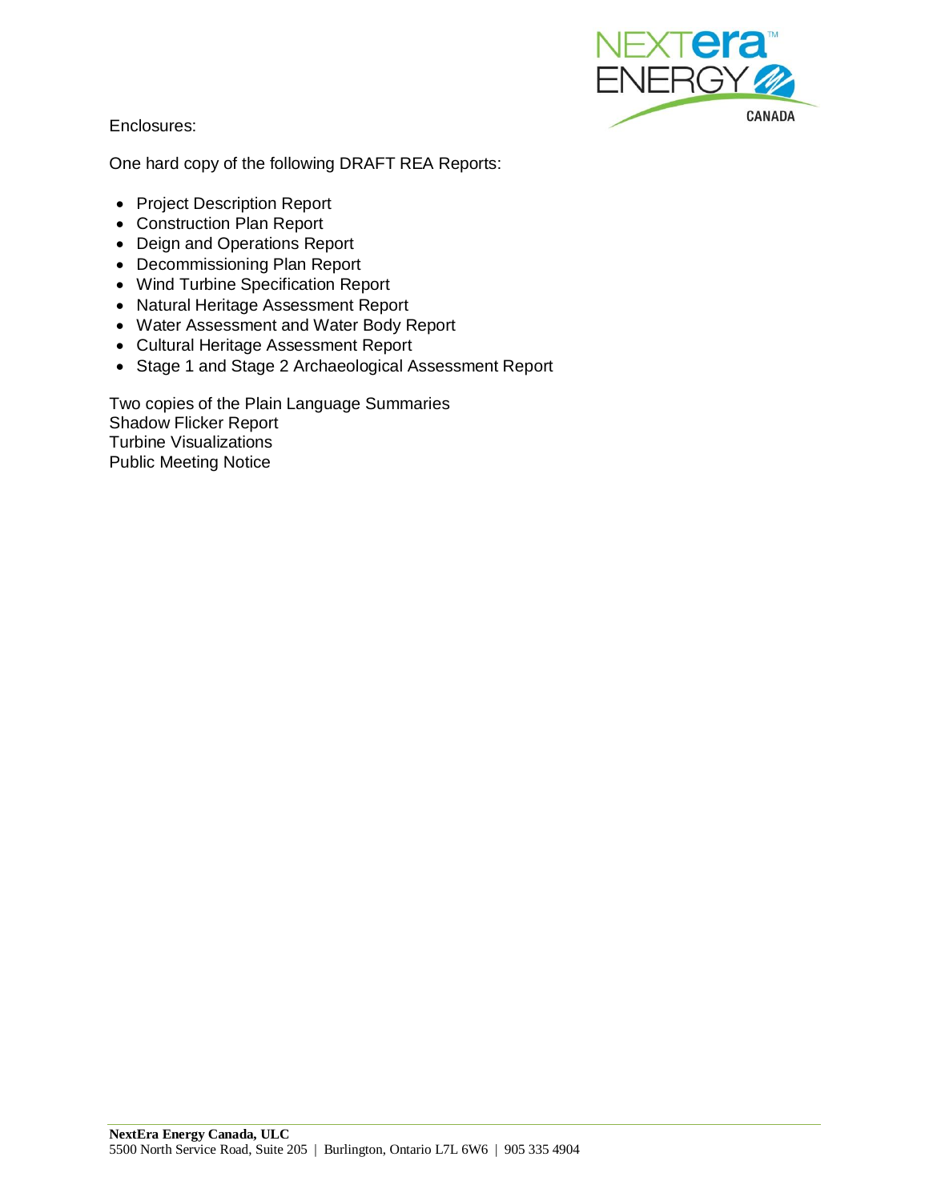Enclosures:

One hard copy of the following DRAFT REA Reports:

- Project Description Report
- Construction Plan Report
- Deign and Operations Report
- Decommissioning Plan Report
- Wind Turbine Specification Report
- Natural Heritage Assessment Report
- Water Assessment and Water Body Report
- Cultural Heritage Assessment Report
- Stage 1 and Stage 2 Archaeological Assessment Report

Two copies of the Plain Language Summaries
Shadow Flicker Report
Turbine Visualizations
Public Meeting Notice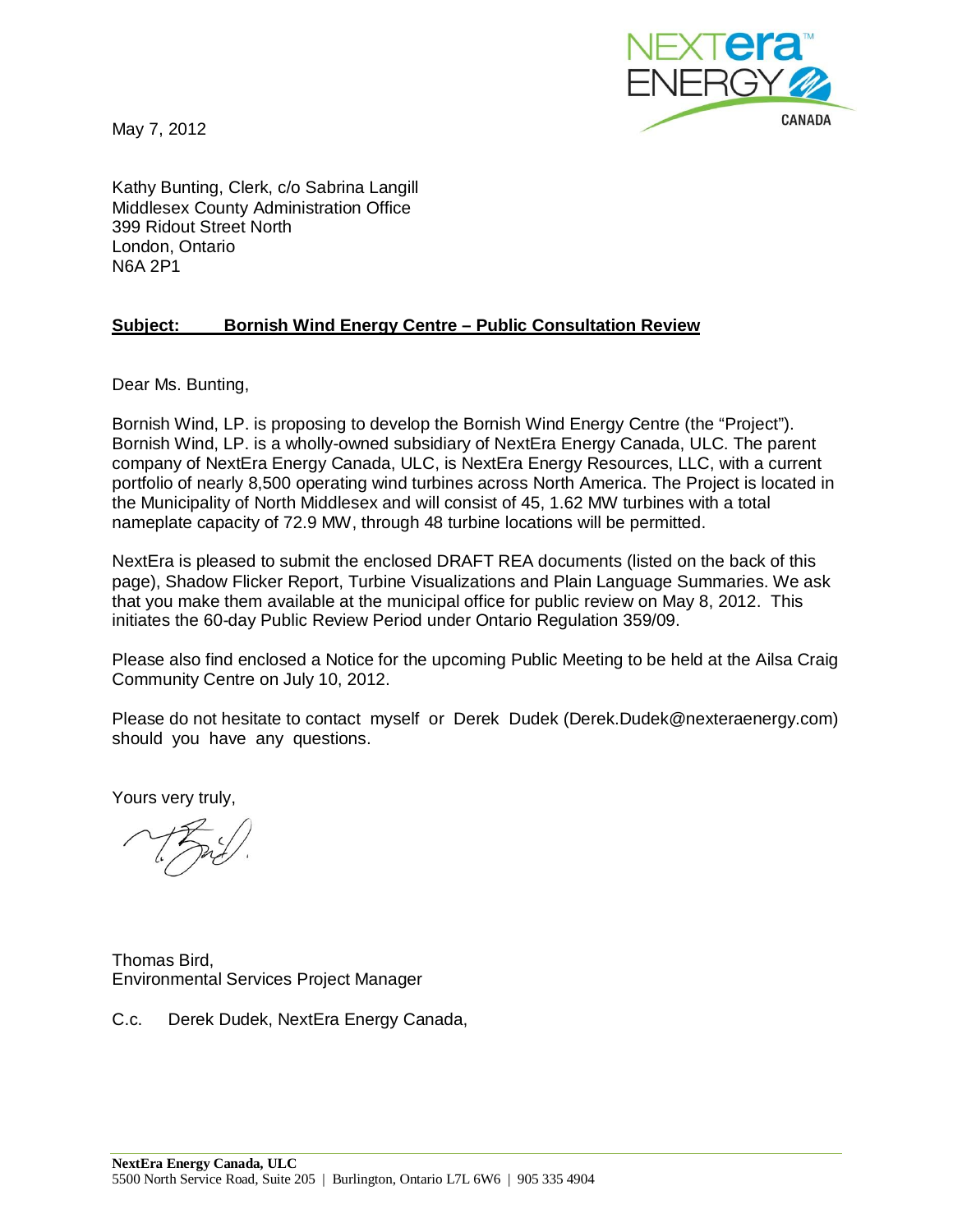May 7, 2012

Kathy Bunting, Clerk, c/o Sabrina Langill
Middlesex County Administration Office
399 Ridout Street North
London, Ontario
N6A 2P1

**Subject: Bornish Wind Energy Centre – Public Consultation Review**

Dear Ms. Bunting,

Bornish Wind, LP. is proposing to develop the Bornish Wind Energy Centre (the "Project"). Bornish Wind, LP. is a wholly-owned subsidiary of NextEra Energy Canada, ULC. The parent company of NextEra Energy Canada, ULC, is NextEra Energy Resources, LLC, with a current portfolio of nearly 8,500 operating wind turbines across North America. The Project is located in the Municipality of North Middlesex and will consist of 45, 1.62 MW turbines with a total nameplate capacity of 72.9 MW, through 48 turbine locations will be permitted.

NextEra is pleased to submit the enclosed DRAFT REA documents (listed on the back of this page), Shadow Flicker Report, Turbine Visualizations and Plain Language Summaries. We ask that you make them available at the municipal office for public review on May 8, 2012. This initiates the 60-day Public Review Period under Ontario Regulation 359/09.

Please also find enclosed a Notice for the upcoming Public Meeting to be held at the Ailsa Craig Community Centre on July 10, 2012.

Please do not hesitate to contact myself or Derek Dudek (Derek.Dudek@nexteraenergy.com) should you have any questions.

Yours very truly,

Thomas Bird,
Environmental Services Project Manager

C.c. Derek Dudek, NextEra Energy Canada,

**NextEra Energy Canada, ULC**
5500 North Service Road, Suite 205 | Burlington, Ontario L7L 6W6 | 905 335 4904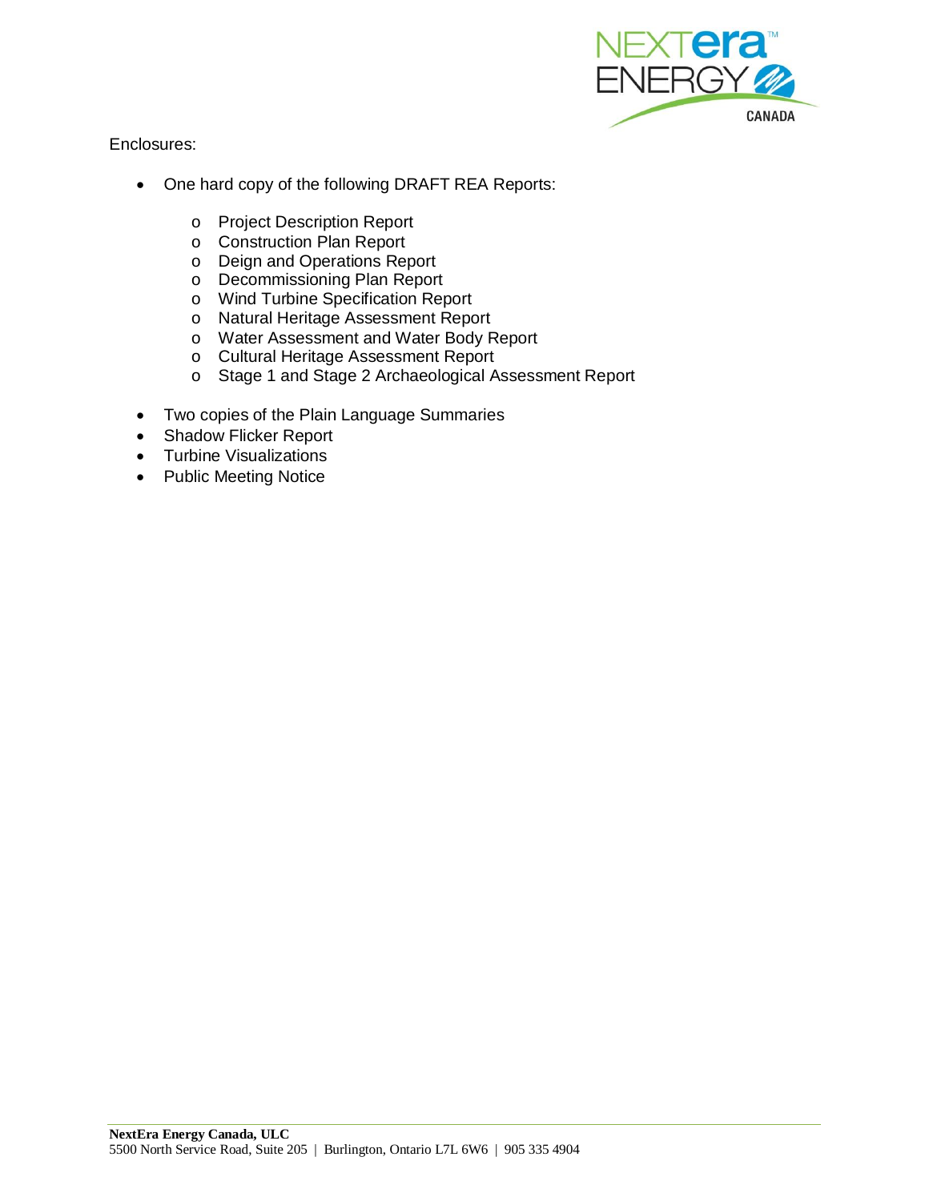Enclosures:

- One hard copy of the following DRAFT REA Reports:
  - Project Description Report
  - Construction Plan Report
  - Deign and Operations Report
  - Decommissioning Plan Report
  - Wind Turbine Specification Report
  - Natural Heritage Assessment Report
  - Water Assessment and Water Body Report
  - Cultural Heritage Assessment Report
  - Stage 1 and Stage 2 Archaeological Assessment Report
- Two copies of the Plain Language Summaries
- Shadow Flicker Report
- Turbine Visualizations
- Public Meeting Notice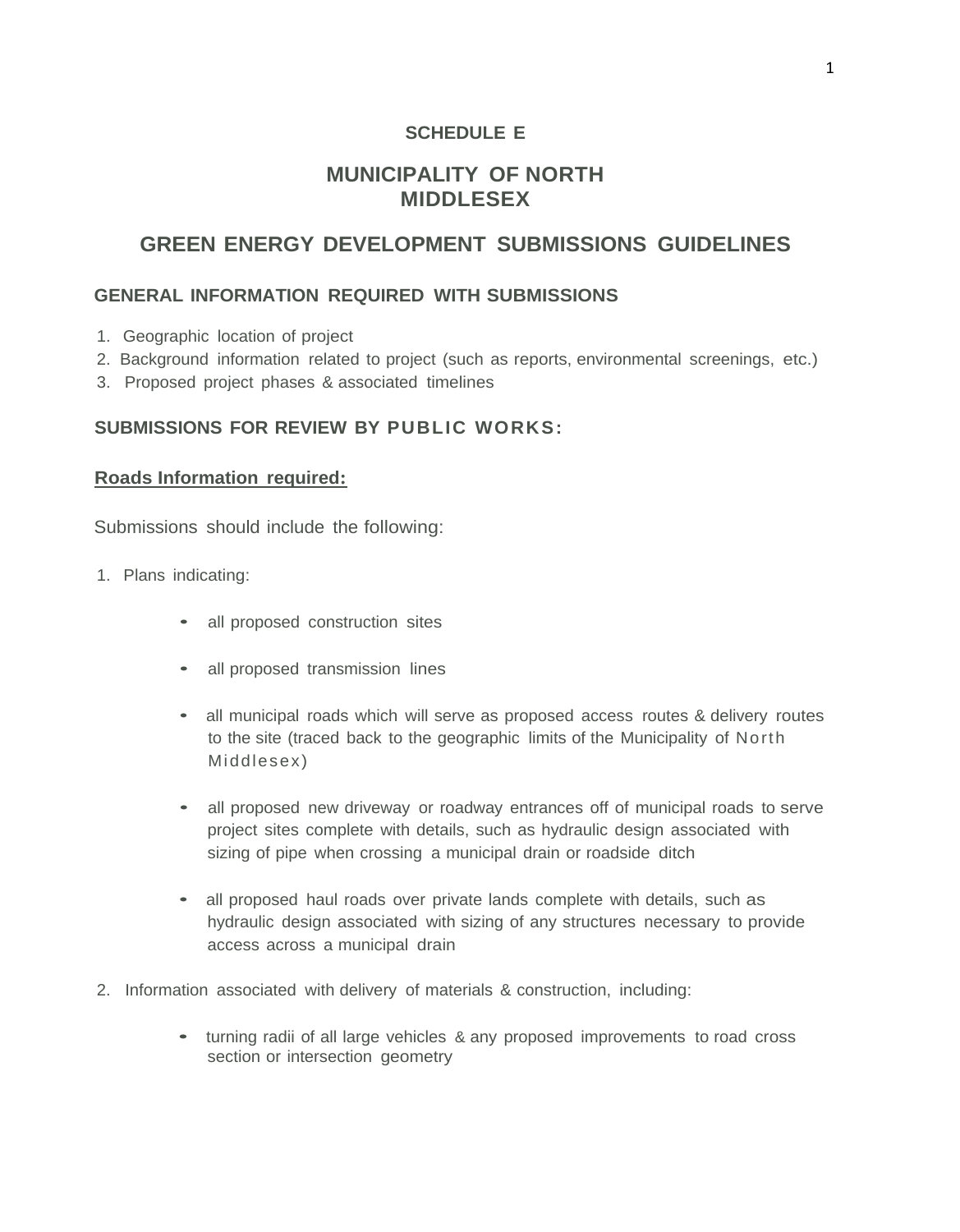# SCHEDULE E

# MUNICIPALITY OF NORTH MIDDLESEX

## GREEN ENERGY DEVELOPMENT SUBMISSIONS GUIDELINES

### GENERAL INFORMATION REQUIRED WITH SUBMISSIONS

1. Geographic location of project
2. Background information related to project (such as reports, environmental screenings, etc.)
3. Proposed project phases & associated timelines

### SUBMISSIONS FOR REVIEW BY PUBLIC WORKS:

**Roads Information required:**

Submissions should include the following:

1. Plans indicating:
   - all proposed construction sites
   - all proposed transmission lines
   - all municipal roads which will serve as proposed access routes & delivery routes to the site (traced back to the geographic limits of the Municipality of North Middlesex)
   - all proposed new driveway or roadway entrances off of municipal roads to serve project sites complete with details, such as hydraulic design associated with sizing of pipe when crossing a municipal drain or roadside ditch
   - all proposed haul roads over private lands complete with details, such as hydraulic design associated with sizing of any structures necessary to provide access across a municipal drain
2. Information associated with delivery of materials & construction, including:
   - turning radii of all large vehicles & any proposed improvements to road cross section or intersection geometry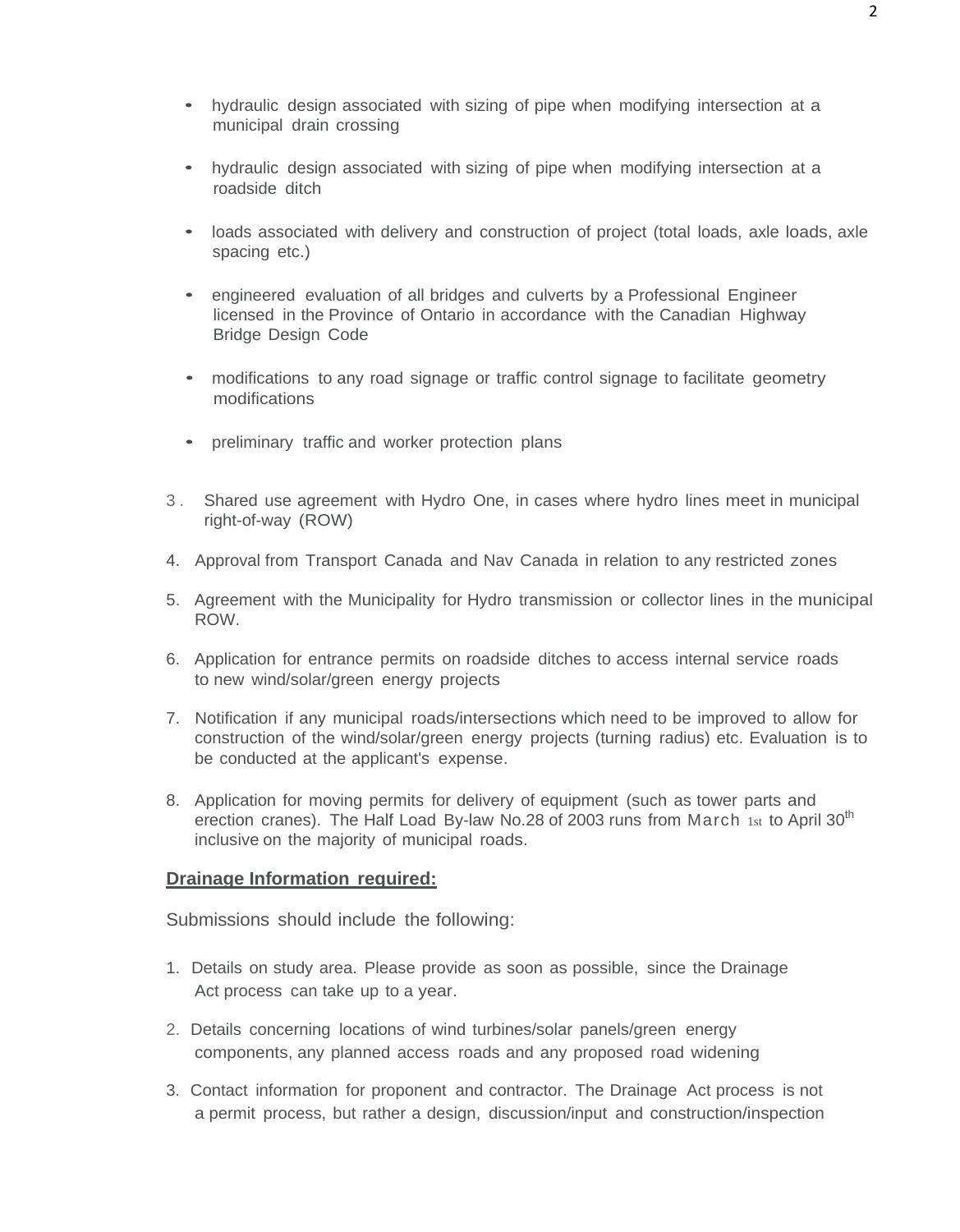- hydraulic design associated with sizing of pipe when modifying intersection at a municipal drain crossing

- hydraulic design associated with sizing of pipe when modifying intersection at a roadside ditch

- loads associated with delivery and construction of project (total loads, axle loads, axle spacing etc.)

- engineered evaluation of all bridges and culverts by a Professional Engineer licensed in the Province of Ontario in accordance with the Canadian Highway Bridge Design Code

- modifications to any road signage or traffic control signage to facilitate geometry modifications

- preliminary traffic and worker protection plans

3. Shared use agreement with Hydro One, in cases where hydro lines meet in municipal right-of-way (ROW)

4. Approval from Transport Canada and Nav Canada in relation to any restricted zones

5. Agreement with the Municipality for Hydro transmission or collector lines in the municipal ROW.

6. Application for entrance permits on roadside ditches to access internal service roads to new wind/solar/green energy projects

7. Notification if any municipal roads/intersections which need to be improved to allow for construction of the wind/solar/green energy projects (turning radius) etc. Evaluation is to be conducted at the applicant's expense.

8. Application for moving permits for delivery of equipment (such as tower parts and erection cranes). The Half Load By-law No.28 of 2003 runs from March 1st to April 30th inclusive on the majority of municipal roads.

**Drainage Information required:**

Submissions should include the following:

1. Details on study area. Please provide as soon as possible, since the Drainage Act process can take up to a year.

2. Details concerning locations of wind turbines/solar panels/green energy components, any planned access roads and any proposed road widening

3. Contact information for proponent and contractor. The Drainage Act process is not a permit process, but rather a design, discussion/input and construction/inspection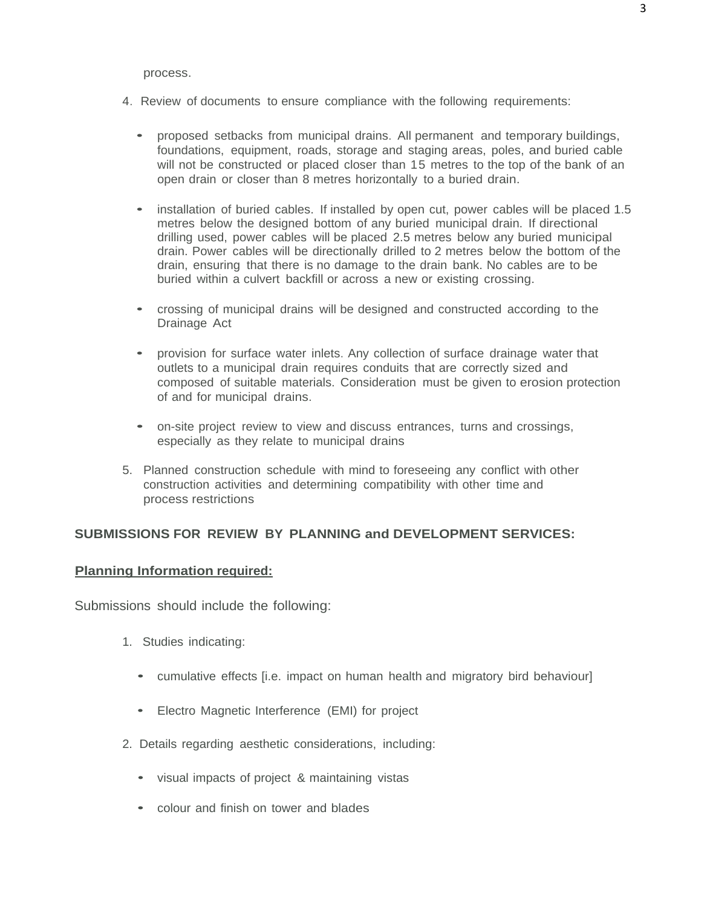process.

4. Review of documents to ensure compliance with the following requirements:

   - proposed setbacks from municipal drains. All permanent and temporary buildings, foundations, equipment, roads, storage and staging areas, poles, and buried cable will not be constructed or placed closer than 15 metres to the top of the bank of an open drain or closer than 8 metres horizontally to a buried drain.

   - installation of buried cables. If installed by open cut, power cables will be placed 1.5 metres below the designed bottom of any buried municipal drain. If directional drilling used, power cables will be placed 2.5 metres below any buried municipal drain. Power cables will be directionally drilled to 2 metres below the bottom of the drain, ensuring that there is no damage to the drain bank. No cables are to be buried within a culvert backfill or across a new or existing crossing.

   - crossing of municipal drains will be designed and constructed according to the Drainage Act

   - provision for surface water inlets. Any collection of surface drainage water that outlets to a municipal drain requires conduits that are correctly sized and composed of suitable materials. Consideration must be given to erosion protection of and for municipal drains.

   - on-site project review to view and discuss entrances, turns and crossings, especially as they relate to municipal drains

5. Planned construction schedule with mind to foreseeing any conflict with other construction activities and determining compatibility with other time and process restrictions

## SUBMISSIONS FOR REVIEW BY PLANNING and DEVELOPMENT SERVICES:

**<u>Planning Information required:</u>**

Submissions should include the following:

1. Studies indicating:

   - cumulative effects [i.e. impact on human health and migratory bird behaviour]

   - Electro Magnetic Interference (EMI) for project

2. Details regarding aesthetic considerations, including:

   - visual impacts of project & maintaining vistas

   - colour and finish on tower and blades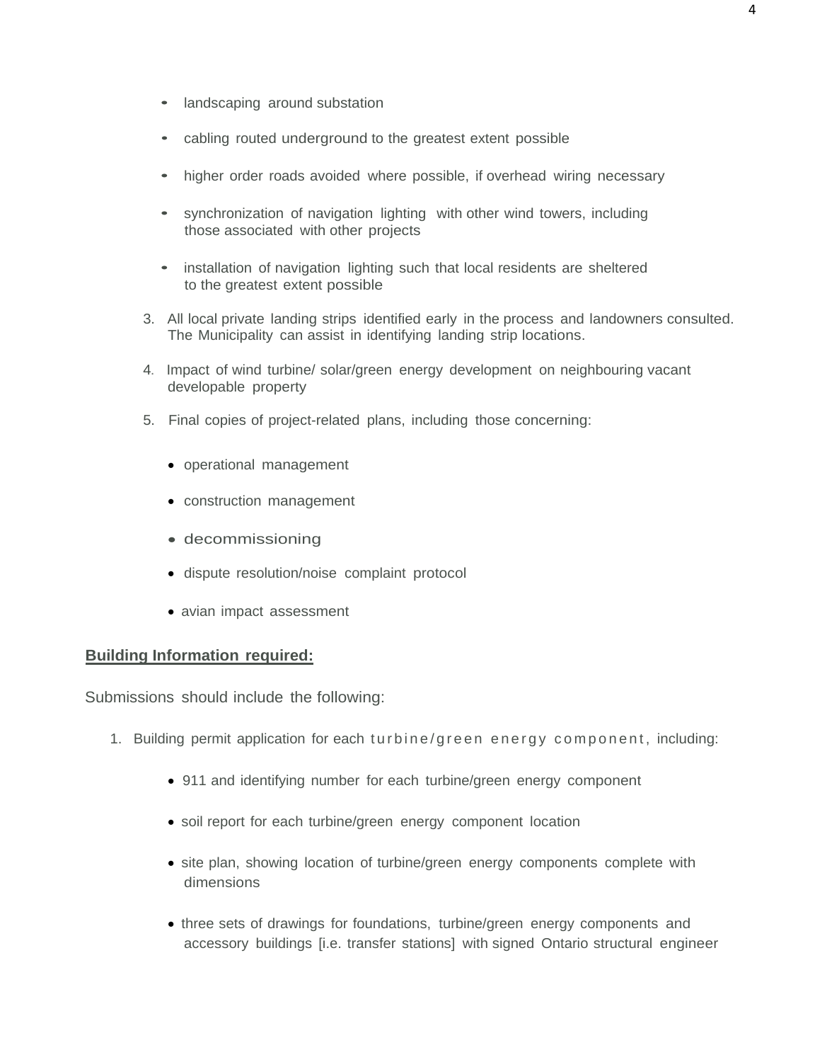- landscaping around substation
- cabling routed underground to the greatest extent possible
- higher order roads avoided where possible, if overhead wiring necessary
- synchronization of navigation lighting with other wind towers, including those associated with other projects
- installation of navigation lighting such that local residents are sheltered to the greatest extent possible

3. All local private landing strips identified early in the process and landowners consulted. The Municipality can assist in identifying landing strip locations.

4. Impact of wind turbine/ solar/green energy development on neighbouring vacant developable property

5. Final copies of project-related plans, including those concerning:

   - operational management
   - construction management
   - decommissioning
   - dispute resolution/noise complaint protocol
   - avian impact assessment

**Building Information required:**

Submissions should include the following:

1. Building permit application for each turbine/green energy component, including:

   - 911 and identifying number for each turbine/green energy component
   - soil report for each turbine/green energy component location
   - site plan, showing location of turbine/green energy components complete with dimensions
   - three sets of drawings for foundations, turbine/green energy components and accessory buildings [i.e. transfer stations] with signed Ontario structural engineer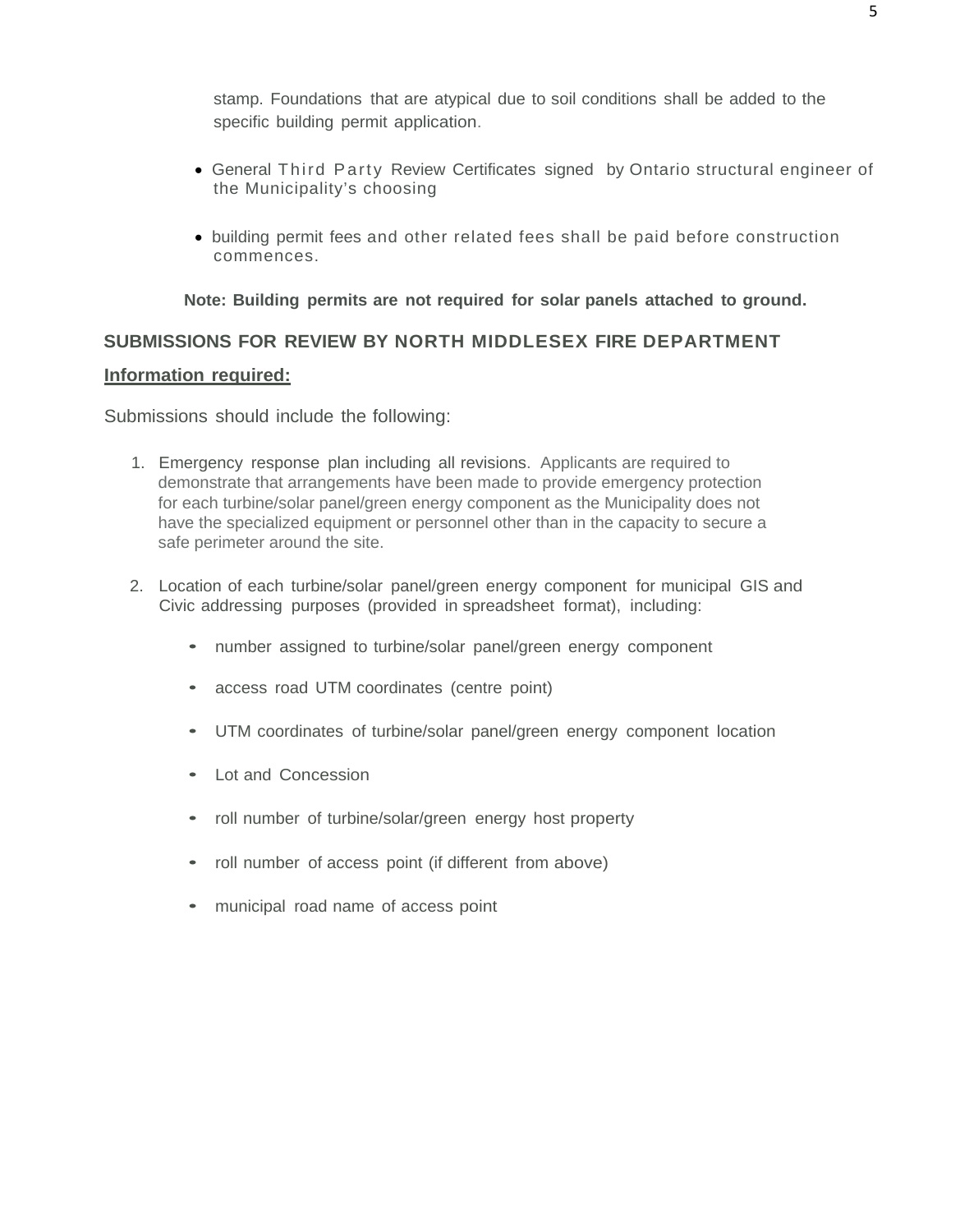stamp. Foundations that are atypical due to soil conditions shall be added to the specific building permit application.

- General Third Party Review Certificates signed by Ontario structural engineer of the Municipality's choosing

- building permit fees and other related fees shall be paid before construction commences.

**Note: Building permits are not required for solar panels attached to ground.**

## SUBMISSIONS FOR REVIEW BY NORTH MIDDLESEX FIRE DEPARTMENT

**Information required:**

Submissions should include the following:

1. Emergency response plan including all revisions. Applicants are required to demonstrate that arrangements have been made to provide emergency protection for each turbine/solar panel/green energy component as the Municipality does not have the specialized equipment or personnel other than in the capacity to secure a safe perimeter around the site.

2. Location of each turbine/solar panel/green energy component for municipal GIS and Civic addressing purposes (provided in spreadsheet format), including:

   - number assigned to turbine/solar panel/green energy component
   - access road UTM coordinates (centre point)
   - UTM coordinates of turbine/solar panel/green energy component location
   - Lot and Concession
   - roll number of turbine/solar/green energy host property
   - roll number of access point (if different from above)
   - municipal road name of access point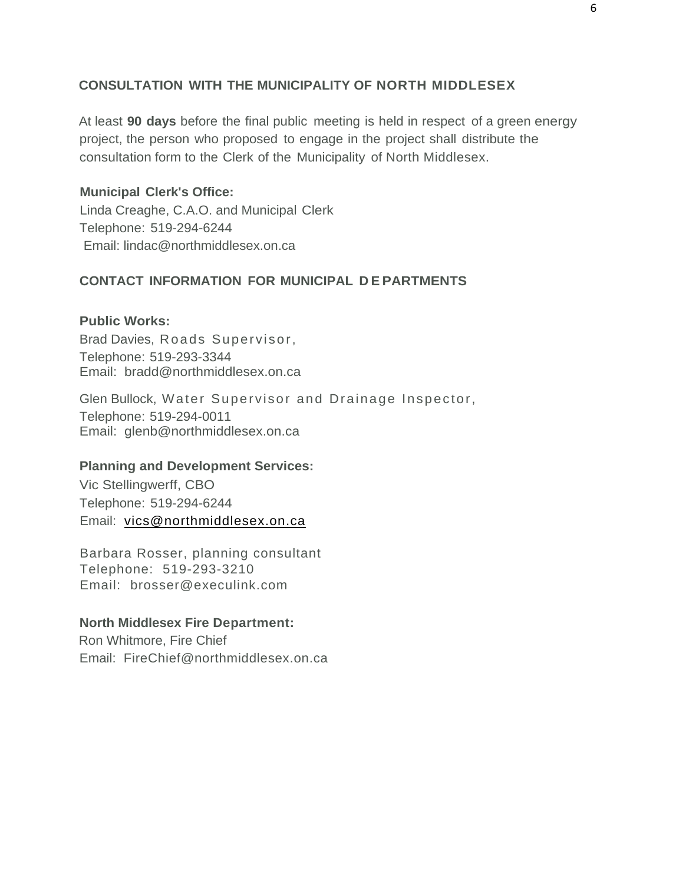## CONSULTATION WITH THE MUNICIPALITY OF NORTH MIDDLESEX

At least **90 days** before the final public meeting is held in respect of a green energy project, the person who proposed to engage in the project shall distribute the consultation form to the Clerk of the Municipality of North Middlesex.

**Municipal Clerk's Office:**
Linda Creaghe, C.A.O. and Municipal Clerk
Telephone: 519-294-6244
Email: lindac@northmiddlesex.on.ca

## CONTACT INFORMATION FOR MUNICIPAL DEPARTMENTS

**Public Works:**
Brad Davies, Roads Supervisor,
Telephone: 519-293-3344
Email: bradd@northmiddlesex.on.ca

Glen Bullock, Water Supervisor and Drainage Inspector,
Telephone: 519-294-0011
Email: glenb@northmiddlesex.on.ca

**Planning and Development Services:**
Vic Stellingwerff, CBO
Telephone: 519-294-6244
Email: vics@northmiddlesex.on.ca

Barbara Rosser, planning consultant
Telephone: 519-293-3210
Email: brosser@execulink.com

**North Middlesex Fire Department:**
Ron Whitmore, Fire Chief
Email: FireChief@northmiddlesex.on.ca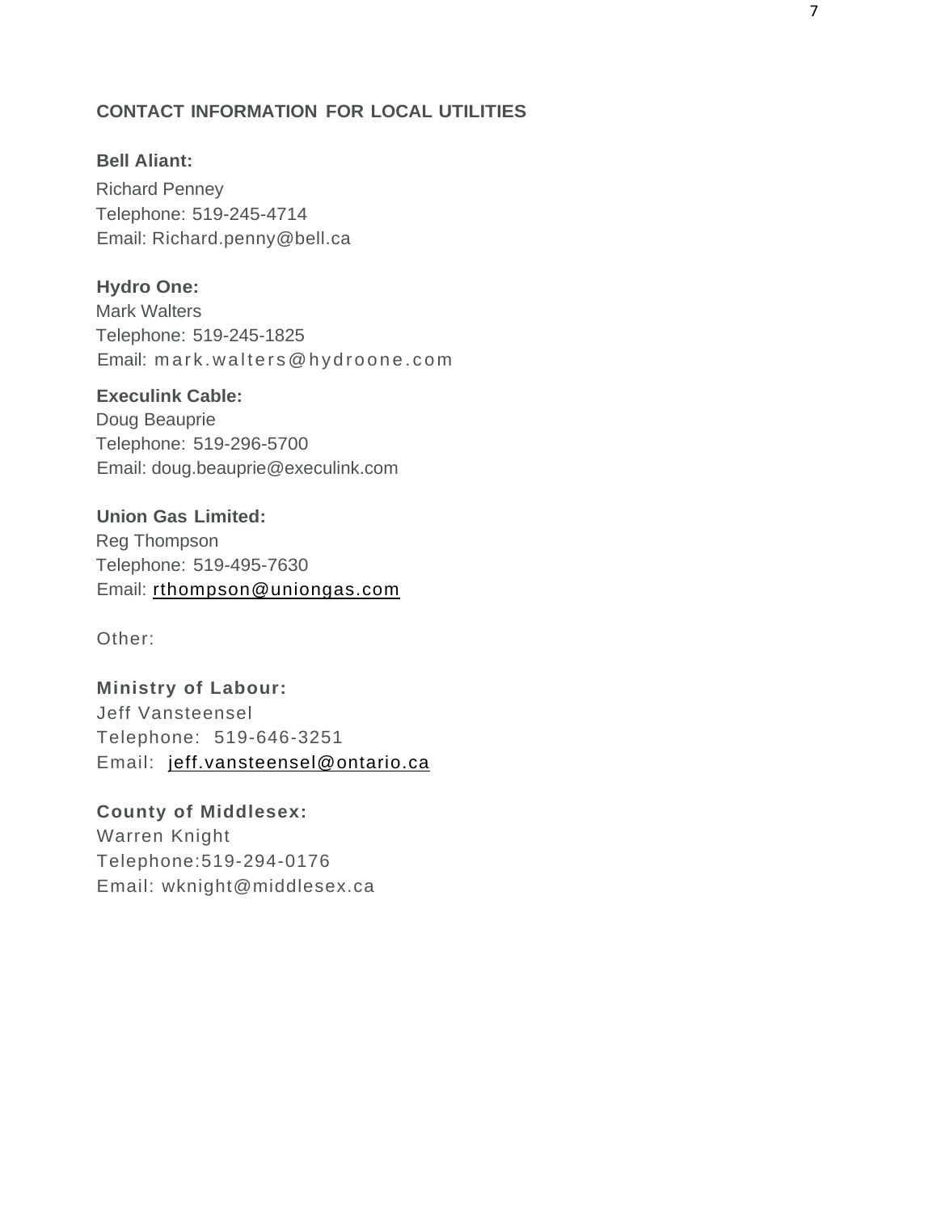## CONTACT INFORMATION FOR LOCAL UTILITIES

**Bell Aliant:**
Richard Penney
Telephone: 519-245-4714
Email: Richard.penny@bell.ca

**Hydro One:**
Mark Walters
Telephone: 519-245-1825
Email: mark.walters@hydroone.com

**Execulink Cable:**
Doug Beauprie
Telephone: 519-296-5700
Email: doug.beauprie@execulink.com

**Union Gas Limited:**
Reg Thompson
Telephone: 519-495-7630
Email: rthompson@uniongas.com

Other:

**Ministry of Labour:**
Jeff Vansteensel
Telephone: 519-646-3251
Email: jeff.vansteensel@ontario.ca

**County of Middlesex:**
Warren Knight
Telephone:519-294-0176
Email: wknight@middlesex.ca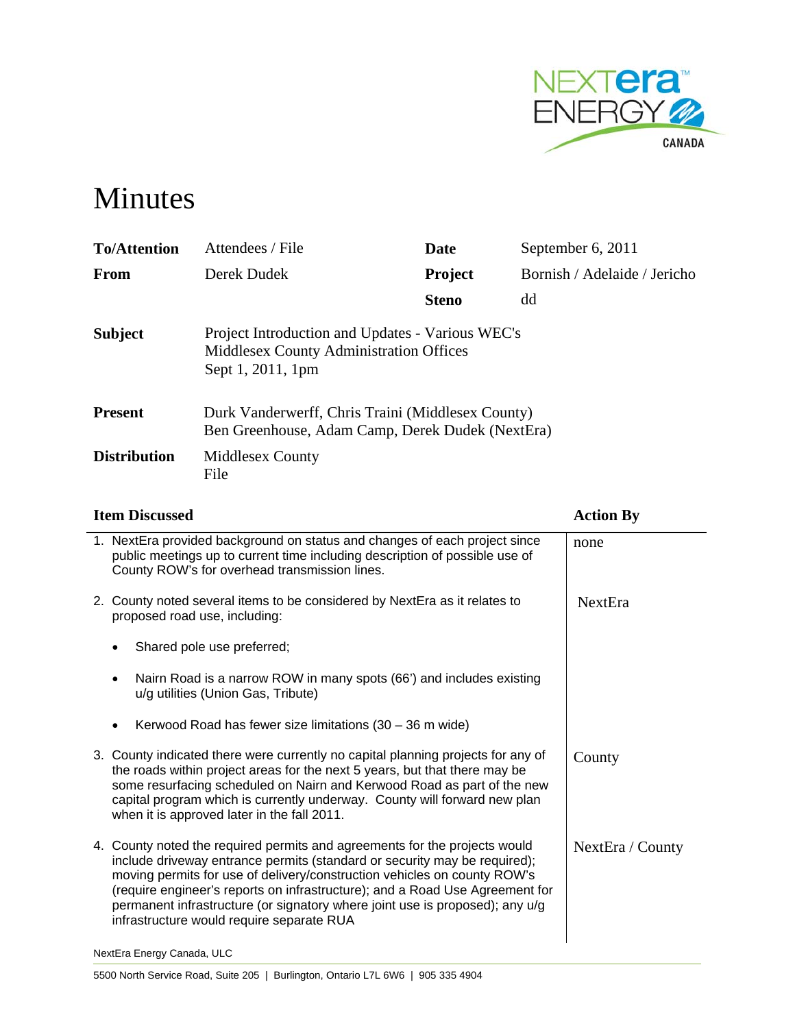# Minutes

| | | | |
|---|---|---|---|
| **To/Attention** | Attendees / File | **Date** | September 6, 2011 |
| **From** | Derek Dudek | **Project** | Bornish / Adelaide / Jericho |
| | | **Steno** | dd |

**Subject** Project Introduction and Updates - Various WEC's
Middlesex County Administration Offices
Sept 1, 2011, 1pm

**Present** Durk Vanderwerff, Chris Traini (Middlesex County)
Ben Greenhouse, Adam Camp, Derek Dudek (NextEra)

**Distribution** Middlesex County
File

| Item Discussed | Action By |
|---|---|
| 1. NextEra provided background on status and changes of each project since public meetings up to current time including description of possible use of County ROW's for overhead transmission lines. | none |
| 2. County noted several items to be considered by NextEra as it relates to proposed road use, including:<br>• Shared pole use preferred;<br>• Nairn Road is a narrow ROW in many spots (66') and includes existing u/g utilities (Union Gas, Tribute)<br>• Kerwood Road has fewer size limitations (30 – 36 m wide) | NextEra |
| 3. County indicated there were currently no capital planning projects for any of the roads within project areas for the next 5 years, but that there may be some resurfacing scheduled on Nairn and Kerwood Road as part of the new capital program which is currently underway. County will forward new plan when it is approved later in the fall 2011. | County |
| 4. County noted the required permits and agreements for the projects would include driveway entrance permits (standard or security may be required); moving permits for use of delivery/construction vehicles on county ROW's (require engineer's reports on infrastructure); and a Road Use Agreement for permanent infrastructure (or signatory where joint use is proposed); any u/g infrastructure would require separate RUA | NextEra / County |

NextEra Energy Canada, ULC

5500 North Service Road, Suite 205 | Burlington, Ontario L7L 6W6 | 905 335 4904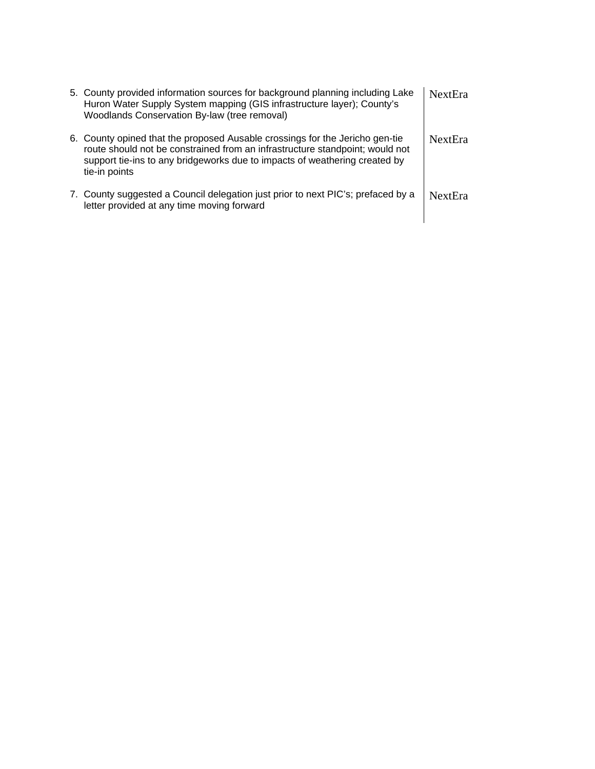| | |
|---|---|
| 5. County provided information sources for background planning including Lake Huron Water Supply System mapping (GIS infrastructure layer); County's Woodlands Conservation By-law (tree removal) | NextEra |
| 6. County opined that the proposed Ausable crossings for the Jericho gen-tie route should not be constrained from an infrastructure standpoint; would not support tie-ins to any bridgeworks due to impacts of weathering created by tie-in points | NextEra |
| 7. County suggested a Council delegation just prior to next PIC's; prefaced by a letter provided at any time moving forward | NextEra |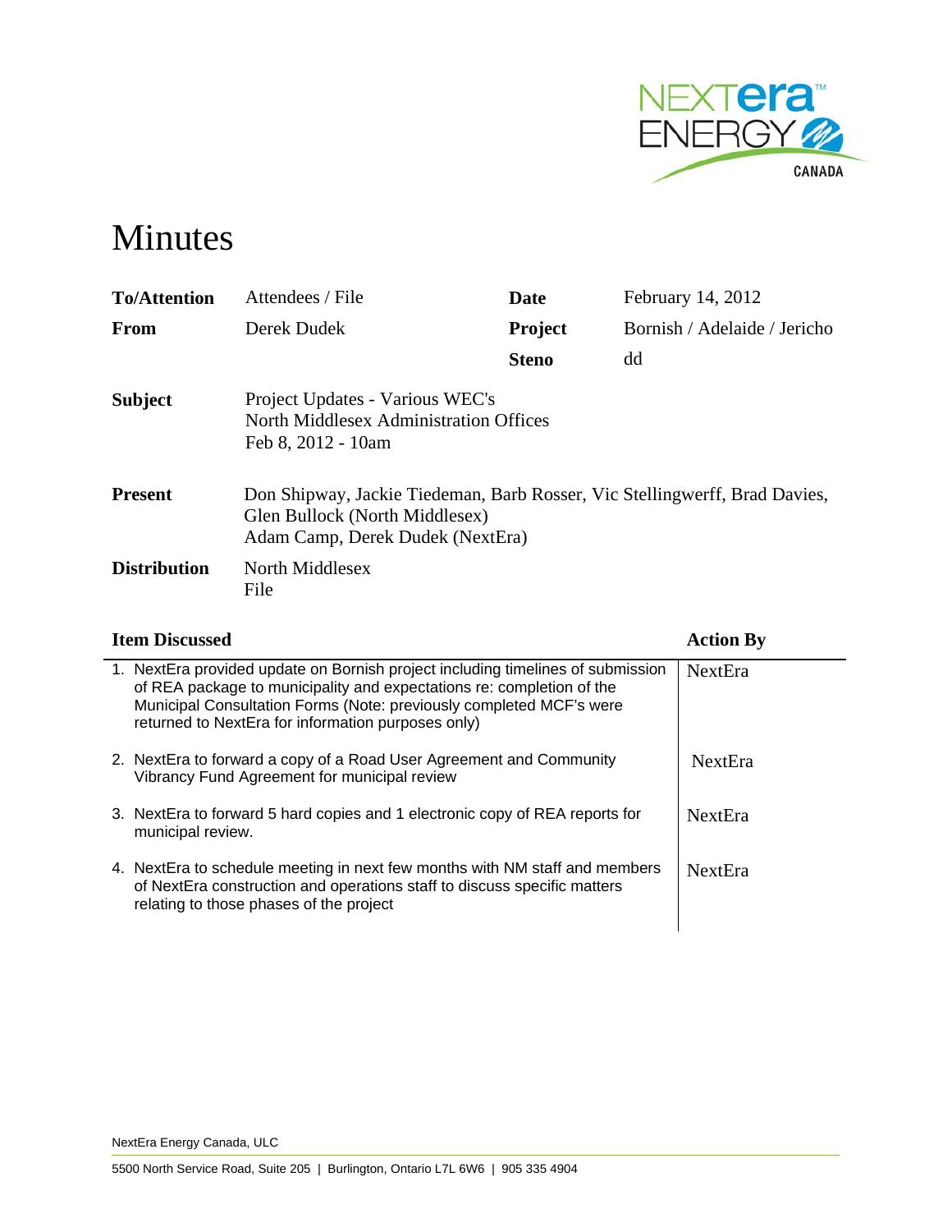# Minutes

| | | | |
|---|---|---|---|
| **To/Attention** | Attendees / File | **Date** | February 14, 2012 |
| **From** | Derek Dudek | **Project** | Bornish / Adelaide / Jericho |
| | | **Steno** | dd |

**Subject** Project Updates - Various WEC's
North Middlesex Administration Offices
Feb 8, 2012 - 10am

**Present** Don Shipway, Jackie Tiedeman, Barb Rosser, Vic Stellingwerff, Brad Davies, Glen Bullock (North Middlesex)
Adam Camp, Derek Dudek (NextEra)

**Distribution** North Middlesex
File

| Item Discussed | Action By |
|---|---|
| 1. NextEra provided update on Bornish project including timelines of submission of REA package to municipality and expectations re: completion of the Municipal Consultation Forms (Note: previously completed MCF's were returned to NextEra for information purposes only) | NextEra |
| 2. NextEra to forward a copy of a Road User Agreement and Community Vibrancy Fund Agreement for municipal review | NextEra |
| 3. NextEra to forward 5 hard copies and 1 electronic copy of REA reports for municipal review. | NextEra |
| 4. NextEra to schedule meeting in next few months with NM staff and members of NextEra construction and operations staff to discuss specific matters relating to those phases of the project | NextEra |

NextEra Energy Canada, ULC

5500 North Service Road, Suite 205 | Burlington, Ontario L7L 6W6 | 905 335 4904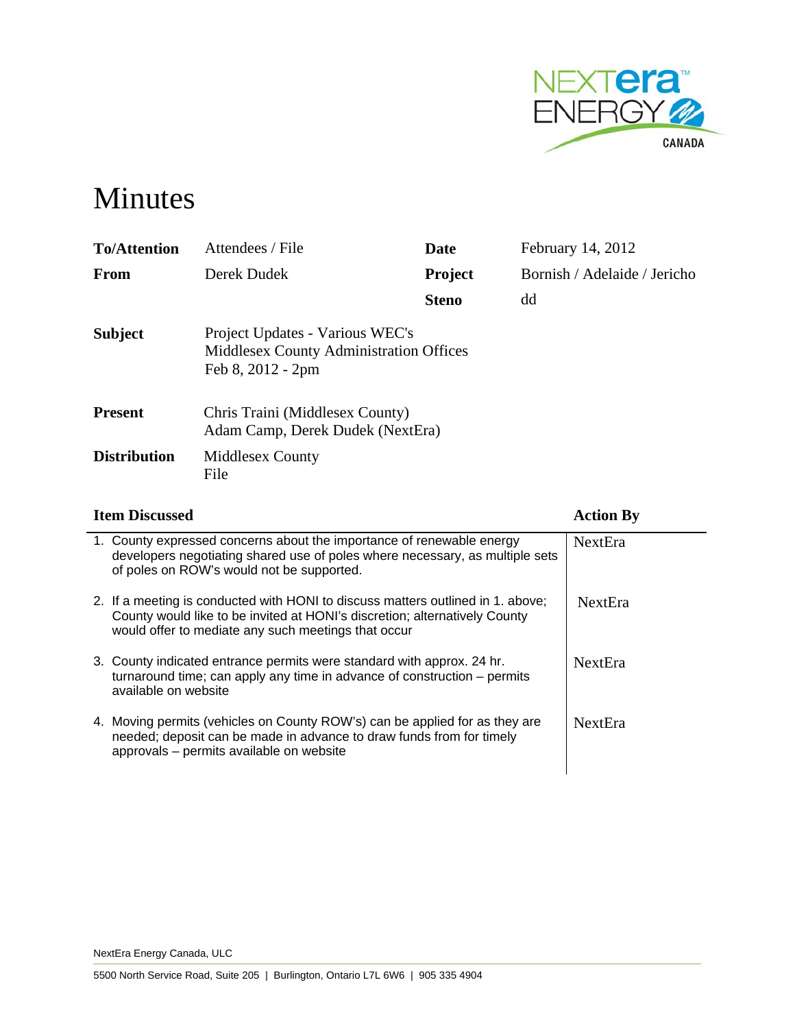# Minutes

| | | | |
|---|---|---|---|
| **To/Attention** | Attendees / File | **Date** | February 14, 2012 |
| **From** | Derek Dudek | **Project** | Bornish / Adelaide / Jericho |
| | | **Steno** | dd |

**Subject** Project Updates - Various WEC's
Middlesex County Administration Offices
Feb 8, 2012 - 2pm

**Present** Chris Traini (Middlesex County)
Adam Camp, Derek Dudek (NextEra)

**Distribution** Middlesex County
File

| Item Discussed | Action By |
|---|---|
| 1. County expressed concerns about the importance of renewable energy developers negotiating shared use of poles where necessary, as multiple sets of poles on ROW's would not be supported. | NextEra |
| 2. If a meeting is conducted with HONI to discuss matters outlined in 1. above; County would like to be invited at HONI's discretion; alternatively County would offer to mediate any such meetings that occur | NextEra |
| 3. County indicated entrance permits were standard with approx. 24 hr. turnaround time; can apply any time in advance of construction – permits available on website | NextEra |
| 4. Moving permits (vehicles on County ROW's) can be applied for as they are needed; deposit can be made in advance to draw funds from for timely approvals – permits available on website | NextEra |

NextEra Energy Canada, ULC

5500 North Service Road, Suite 205 | Burlington, Ontario L7L 6W6 | 905 335 4904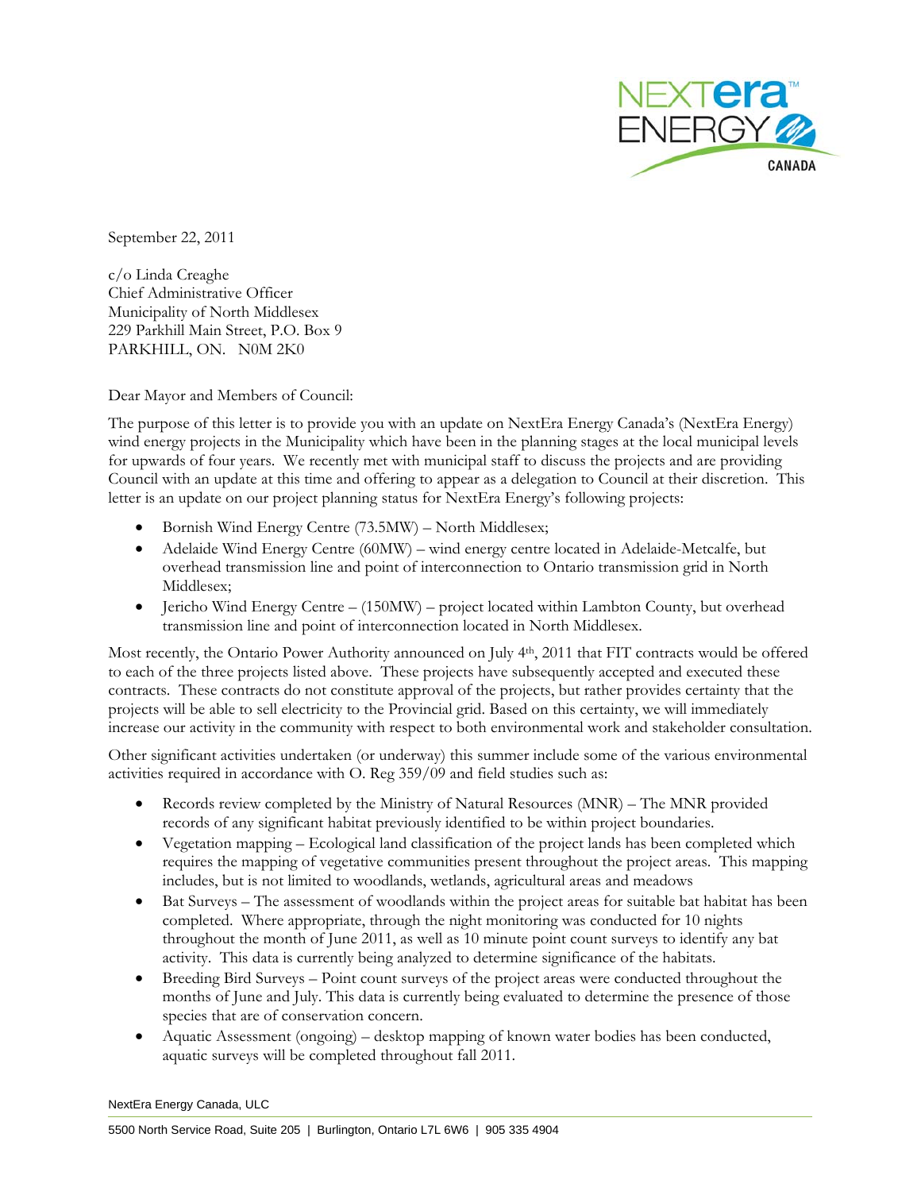September 22, 2011

c/o Linda Creaghe
Chief Administrative Officer
Municipality of North Middlesex
229 Parkhill Main Street, P.O. Box 9
PARKHILL, ON. N0M 2K0

Dear Mayor and Members of Council:

The purpose of this letter is to provide you with an update on NextEra Energy Canada's (NextEra Energy) wind energy projects in the Municipality which have been in the planning stages at the local municipal levels for upwards of four years. We recently met with municipal staff to discuss the projects and are providing Council with an update at this time and offering to appear as a delegation to Council at their discretion. This letter is an update on our project planning status for NextEra Energy's following projects:

- Bornish Wind Energy Centre (73.5MW) – North Middlesex;
- Adelaide Wind Energy Centre (60MW) – wind energy centre located in Adelaide-Metcalfe, but overhead transmission line and point of interconnection to Ontario transmission grid in North Middlesex;
- Jericho Wind Energy Centre – (150MW) – project located within Lambton County, but overhead transmission line and point of interconnection located in North Middlesex.

Most recently, the Ontario Power Authority announced on July 4th, 2011 that FIT contracts would be offered to each of the three projects listed above. These projects have subsequently accepted and executed these contracts. These contracts do not constitute approval of the projects, but rather provides certainty that the projects will be able to sell electricity to the Provincial grid. Based on this certainty, we will immediately increase our activity in the community with respect to both environmental work and stakeholder consultation.

Other significant activities undertaken (or underway) this summer include some of the various environmental activities required in accordance with O. Reg 359/09 and field studies such as:

- Records review completed by the Ministry of Natural Resources (MNR) – The MNR provided records of any significant habitat previously identified to be within project boundaries.
- Vegetation mapping – Ecological land classification of the project lands has been completed which requires the mapping of vegetative communities present throughout the project areas. This mapping includes, but is not limited to woodlands, wetlands, agricultural areas and meadows
- Bat Surveys – The assessment of woodlands within the project areas for suitable bat habitat has been completed. Where appropriate, through the night monitoring was conducted for 10 nights throughout the month of June 2011, as well as 10 minute point count surveys to identify any bat activity. This data is currently being analyzed to determine significance of the habitats.
- Breeding Bird Surveys – Point count surveys of the project areas were conducted throughout the months of June and July. This data is currently being evaluated to determine the presence of those species that are of conservation concern.
- Aquatic Assessment (ongoing) – desktop mapping of known water bodies has been conducted, aquatic surveys will be completed throughout fall 2011.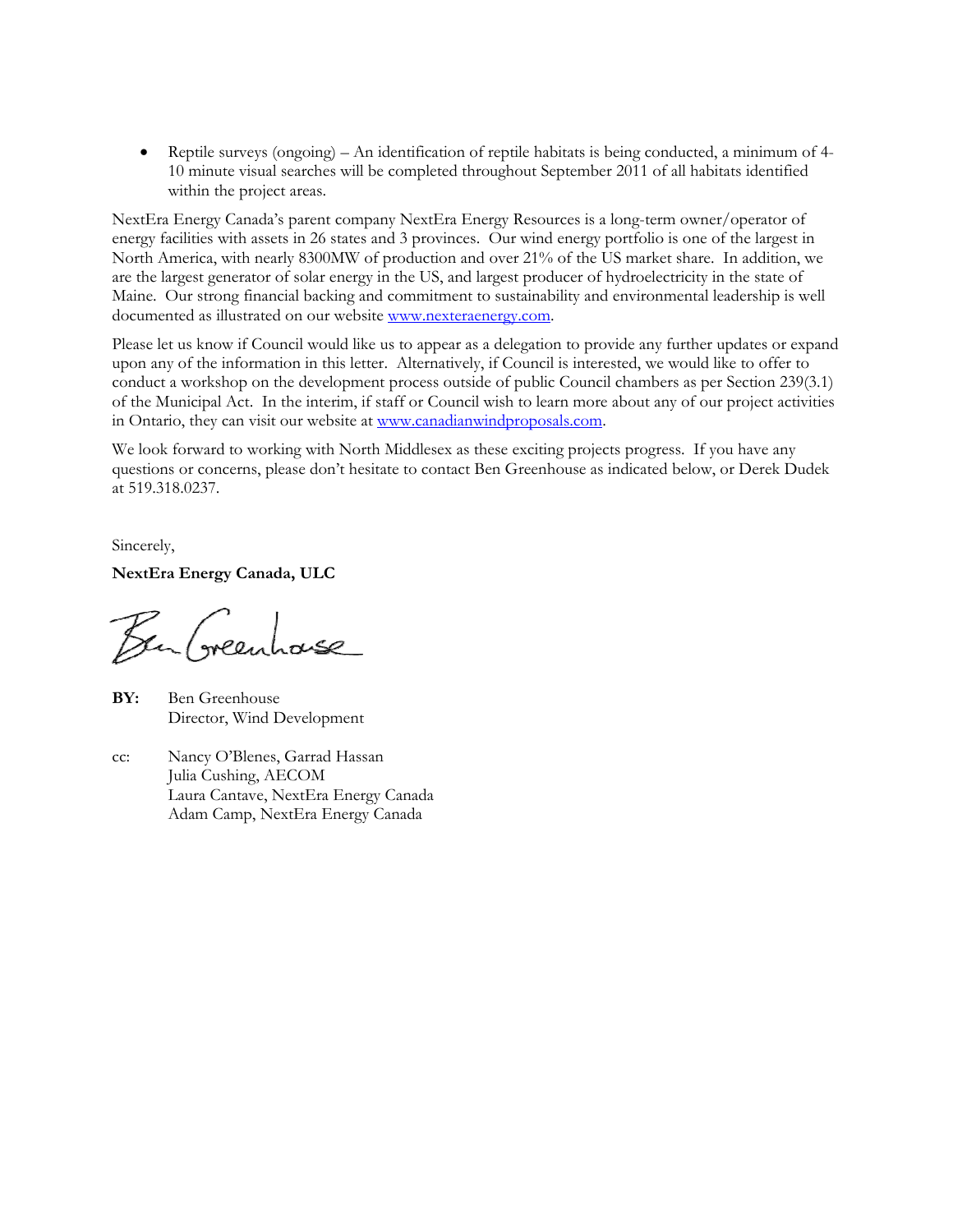- Reptile surveys (ongoing) – An identification of reptile habitats is being conducted, a minimum of 4-10 minute visual searches will be completed throughout September 2011 of all habitats identified within the project areas.

NextEra Energy Canada's parent company NextEra Energy Resources is a long-term owner/operator of energy facilities with assets in 26 states and 3 provinces. Our wind energy portfolio is one of the largest in North America, with nearly 8300MW of production and over 21% of the US market share. In addition, we are the largest generator of solar energy in the US, and largest producer of hydroelectricity in the state of Maine. Our strong financial backing and commitment to sustainability and environmental leadership is well documented as illustrated on our website www.nexteraenergy.com.

Please let us know if Council would like us to appear as a delegation to provide any further updates or expand upon any of the information in this letter. Alternatively, if Council is interested, we would like to offer to conduct a workshop on the development process outside of public Council chambers as per Section 239(3.1) of the Municipal Act. In the interim, if staff or Council wish to learn more about any of our project activities in Ontario, they can visit our website at www.canadianwindproposals.com.

We look forward to working with North Middlesex as these exciting projects progress. If you have any questions or concerns, please don't hesitate to contact Ben Greenhouse as indicated below, or Derek Dudek at 519.318.0237.

Sincerely,

**NextEra Energy Canada, ULC**

**BY:** Ben Greenhouse
Director, Wind Development

cc: Nancy O'Blenes, Garrad Hassan
Julia Cushing, AECOM
Laura Cantave, NextEra Energy Canada
Adam Camp, NextEra Energy Canada